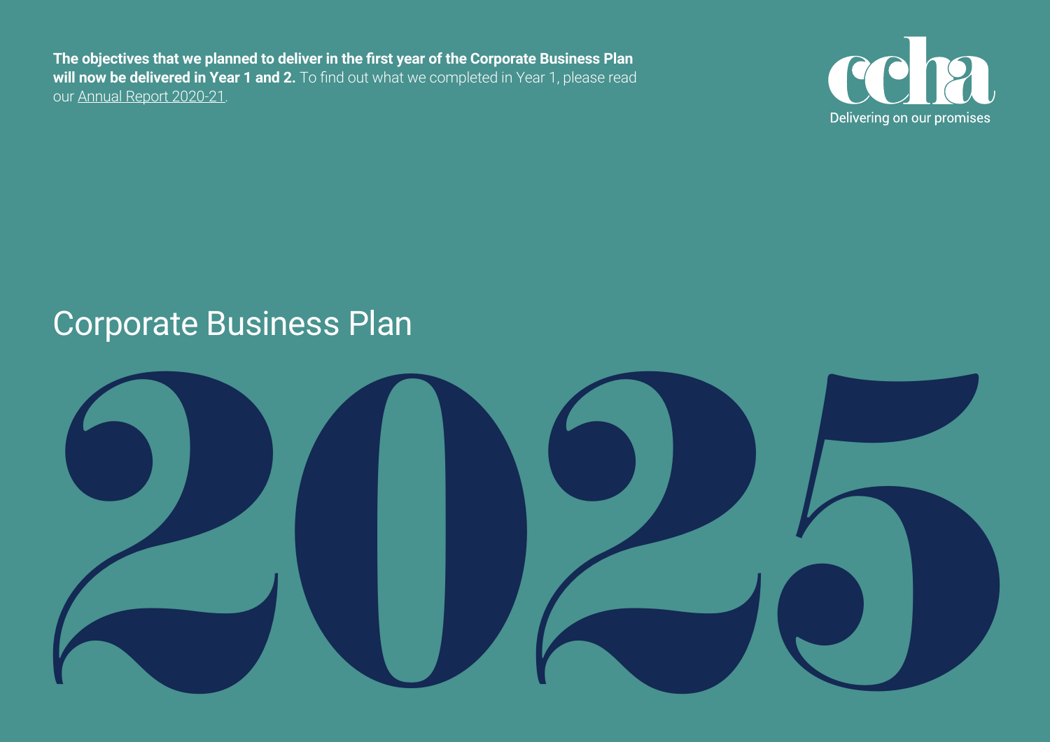**The objectives that we planned to deliver in the first year of the Corporate Business Plan will now be delivered in Year 1 and 2.** To find out what we completed in Year 1, please read our Annual Report 2020-21.

ccha

Delivering on our promises

# Corporate Business Plan

# 2025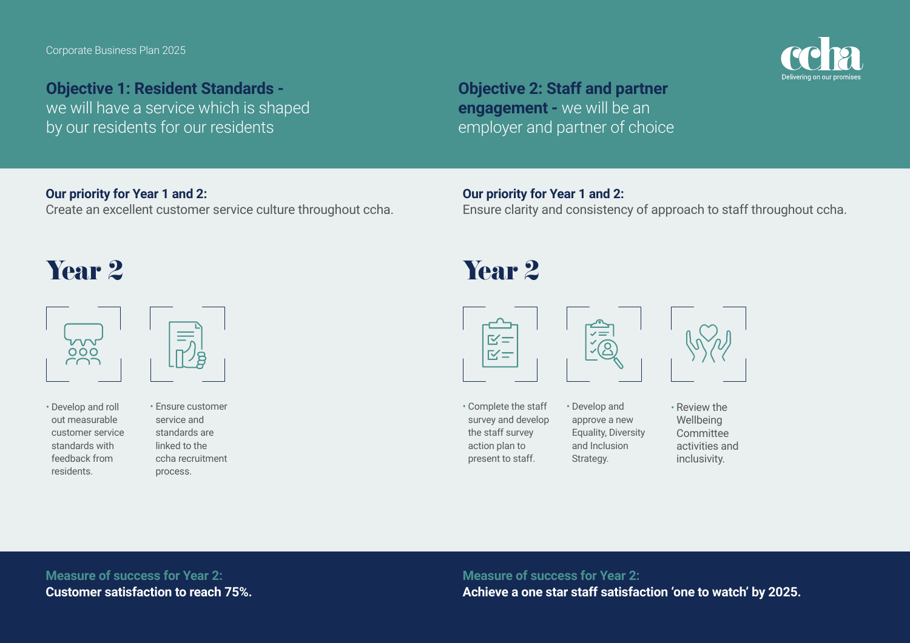## Objective 1: Resident Standards - we will have a service which is shaped by our residents for our residents

**Our priority for Year 1 and 2:**
Create an excellent customer service culture throughout ccha.

### Year 2

- Develop and roll out measurable customer service standards with feedback from residents.
- Ensure customer service and standards are linked to the ccha recruitment process.

**Measure of success for Year 2:**
**Customer satisfaction to reach 75%.**

## Objective 2: Staff and partner engagement - we will be an employer and partner of choice

**Our priority for Year 1 and 2:**
Ensure clarity and consistency of approach to staff throughout ccha.

### Year 2

- Complete the staff survey and develop the staff survey action plan to present to staff.
- Develop and approve a new Equality, Diversity and Inclusion Strategy.
- Review the Wellbeing Committee activities and inclusivity.

**Measure of success for Year 2:**
**Achieve a one star staff satisfaction 'one to watch' by 2025.**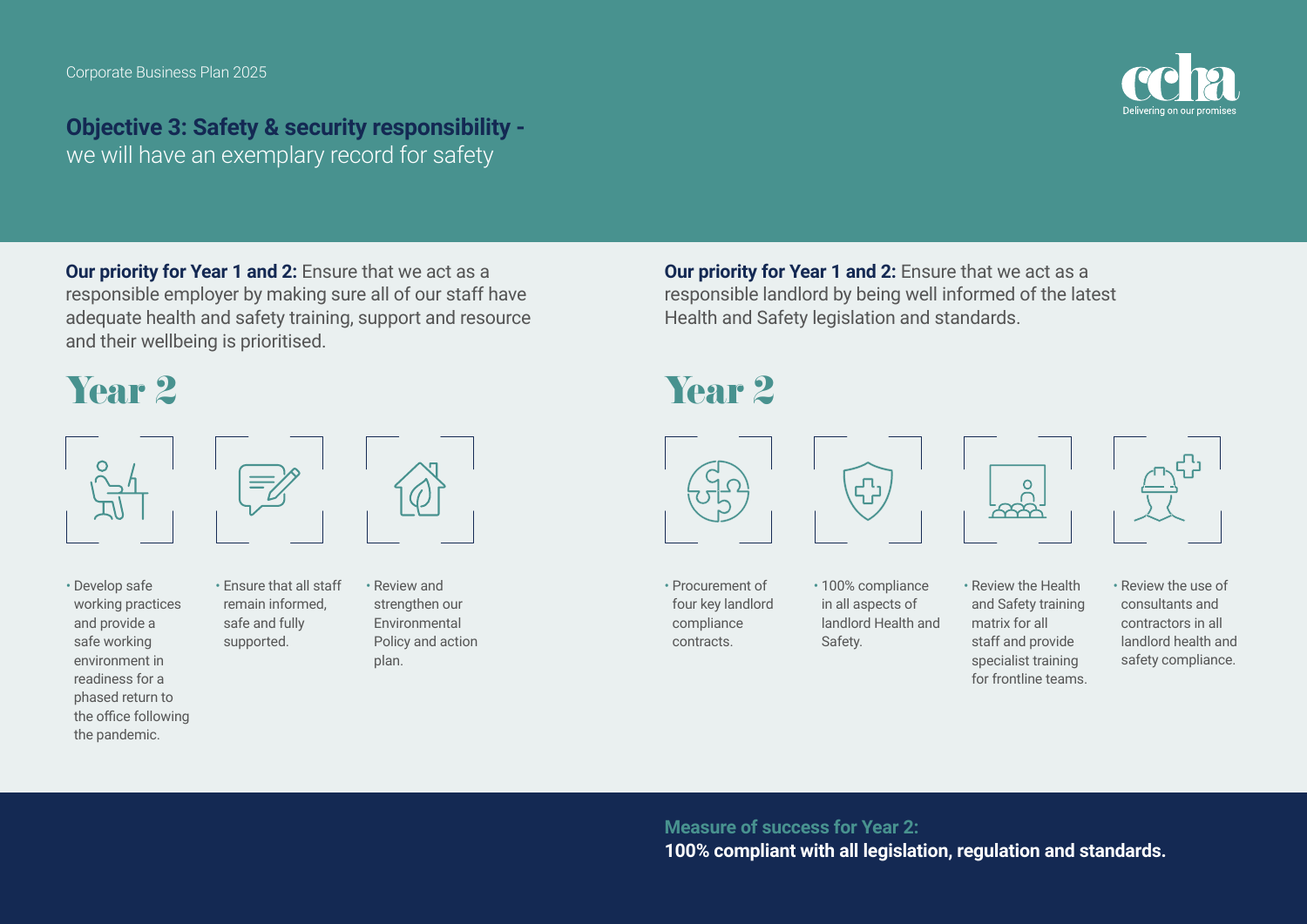# Objective 3: Safety & security responsibility - we will have an exemplary record for safety

**Our priority for Year 1 and 2:** Ensure that we act as a responsible employer by making sure all of our staff have adequate health and safety training, support and resource and their wellbeing is prioritised.

## Year 2

- Develop safe working practices and provide a safe working environment in readiness for a phased return to the office following the pandemic.
- Ensure that all staff remain informed, safe and fully supported.
- Review and strengthen our Environmental Policy and action plan.

**Our priority for Year 1 and 2:** Ensure that we act as a responsible landlord by being well informed of the latest Health and Safety legislation and standards.

## Year 2

- Procurement of four key landlord compliance contracts.
- 100% compliance in all aspects of landlord Health and Safety.
- Review the Health and Safety training matrix for all staff and provide specialist training for frontline teams.
- Review the use of consultants and contractors in all landlord health and safety compliance.

**Measure of success for Year 2:**
**100% compliant with all legislation, regulation and standards.**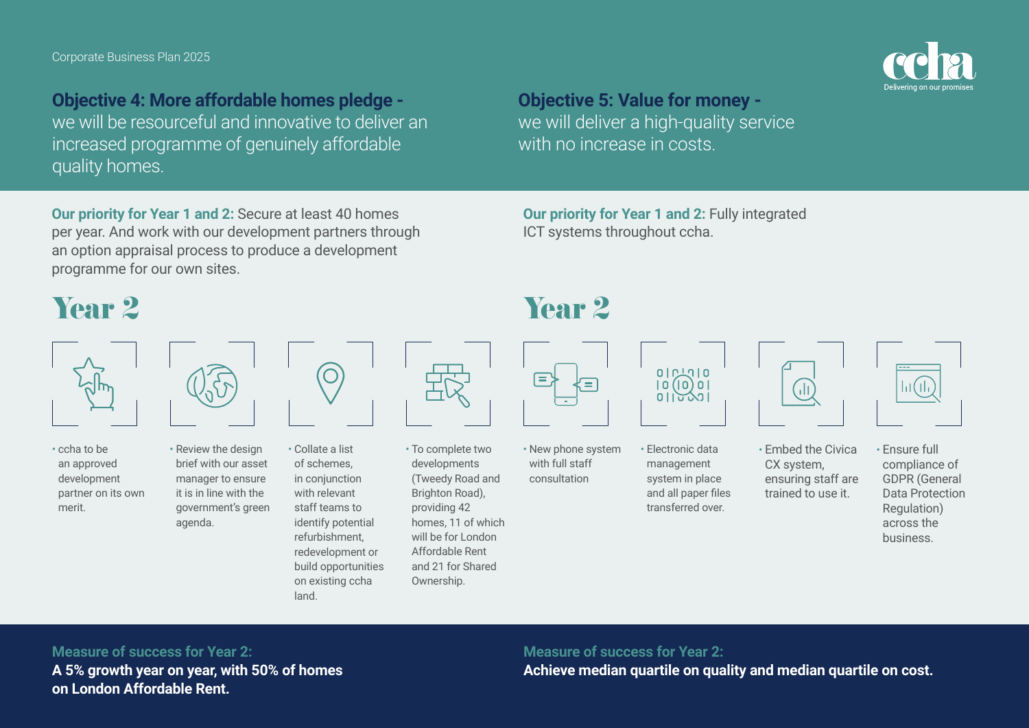## Objective 4: More affordable homes pledge -

we will be resourceful and innovative to deliver an increased programme of genuinely affordable quality homes.

**Our priority for Year 1 and 2:** Secure at least 40 homes per year. And work with our development partners through an option appraisal process to produce a development programme for our own sites.

### Year 2

- ccha to be an approved development partner on its own merit.
- Review the design brief with our asset manager to ensure it is in line with the government's green agenda.
- Collate a list of schemes, in conjunction with relevant staff teams to identify potential refurbishment, redevelopment or build opportunities on existing ccha land.
- To complete two developments (Tweedy Road and Brighton Road), providing 42 homes, 11 of which will be for London Affordable Rent and 21 for Shared Ownership.

**Measure of success for Year 2:**
**A 5% growth year on year, with 50% of homes on London Affordable Rent.**

## Objective 5: Value for money -

we will deliver a high-quality service with no increase in costs.

**Our priority for Year 1 and 2:** Fully integrated ICT systems throughout ccha.

### Year 2

- New phone system with full staff consultation
- Electronic data management system in place and all paper files transferred over.
- Embed the Civica CX system, ensuring staff are trained to use it.
- Ensure full compliance of GDPR (General Data Protection Regulation) across the business.

**Measure of success for Year 2:**
**Achieve median quartile on quality and median quartile on cost.**